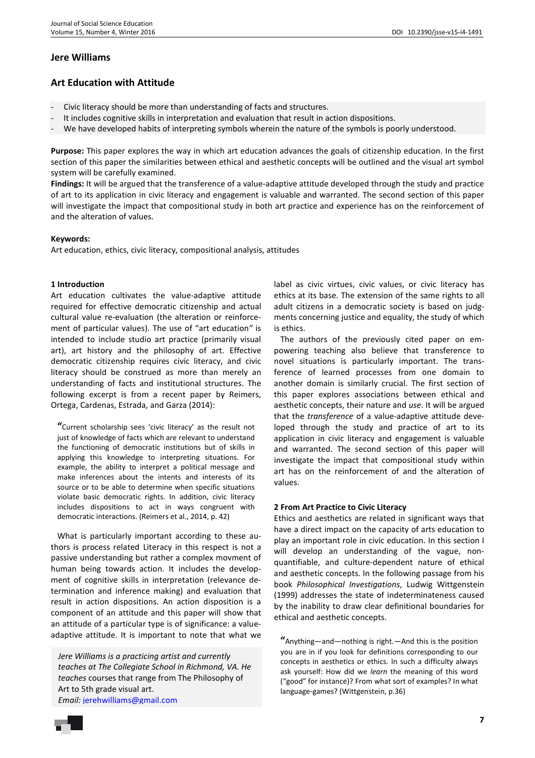## Jere Williams

# Art Education with Attitude

- Civic literacy should be more than understanding of facts and structures.
- It includes cognitive skills in interpretation and evaluation that result in action dispositions.
- We have developed habits of interpreting symbols wherein the nature of the symbols is poorly understood.

**Purpose:** This paper explores the way in which art education advances the goals of citizenship education. In the first section of this paper the similarities between ethical and aesthetic concepts will be outlined and the visual art symbol system will be carefully examined.

**Findings:** It will be argued that the transference of a value-adaptive attitude developed through the study and practice of art to its application in civic literacy and engagement is valuable and warranted. The second section of this paper will investigate the impact that compositional study in both art practice and experience has on the reinforcement of and the alteration of values.

**Keywords:**

Art education, ethics, civic literacy, compositional analysis, attitudes

### 1 Introduction

Art education cultivates the value-adaptive attitude required for effective democratic citizenship and actual cultural value re-evaluation (the alteration or reinforcement of particular values). The use of "art education*"* is intended to include studio art practice (primarily visual art), art history and the philosophy of art. Effective democratic citizenship requires civic literacy, and civic literacy should be construed as more than merely an understanding of facts and institutional structures. The following excerpt is from a recent paper by Reimers, Ortega, Cardenas, Estrada, and Garza (2014):

> "Current scholarship sees 'civic literacy' as the result not just of knowledge of facts which are relevant to understand the functioning of democratic institutions but of skills in applying this knowledge to interpreting situations. For example, the ability to interpret a political message and make inferences about the intents and interests of its source or to be able to determine when specific situations violate basic democratic rights. In addition, civic literacy includes dispositions to act in ways congruent with democratic interactions. (Reimers et al., 2014, p. 42)

What is particularly important according to these authors is process related Literacy in this respect is not a passive understanding but rather a complex movment of human being towards action. It includes the development of cognitive skills in interpretation (relevance determination and inference making) and evaluation that result in action dispositions. An action disposition is a component of an attitude and this paper will show that an attitude of a particular type is of significance: a value-adaptive attitude. It is important to note that what we label as civic virtues, civic values, or civic literacy has ethics at its base. The extension of the same rights to all adult citizens in a democratic society is based on judgments concerning justice and equality, the study of which is ethics.

The authors of the previously cited paper on empowering teaching also believe that transference to novel situations is particularly important. The transference of learned processes from one domain to another domain is similarly crucial. The first section of this paper explores associations between ethical and aesthetic concepts, their nature and *use*. It will be argued that the *transference* of a value-adaptive attitude developed through the study and practice of art to its application in civic literacy and engagement is valuable and warranted. The second section of this paper will investigate the impact that compositional study within art has on the reinforcement of and the alteration of values.

### 2 From Art Practice to Civic Literacy

Ethics and aesthetics are related in significant ways that have a direct impact on the capacity of arts education to play an important role in civic education. In this section I will develop an understanding of the vague, non-quantifiable, and culture-dependent nature of ethical and aesthetic concepts. In the following passage from his book *Philosophical Investigations*, Ludwig Wittgenstein (1999) addresses the state of indeterminateness caused by the inability to draw clear definitional boundaries for ethical and aesthetic concepts.

> "Anything—and—nothing is right.—And this is the position you are in if you look for definitions corresponding to our concepts in aesthetics or ethics. In such a difficulty always ask yourself: How did we *learn* the meaning of this word ("good" for instance)? From what sort of examples? In what language-games? (Wittgenstein, p.36)

*Jere Williams is a practicing artist and currently teaches at The Collegiate School in Richmond, VA. He* teaches *courses that range from The Philosophy of Art to 5th grade visual art.*
*Email:* jerehwilliams@gmail.com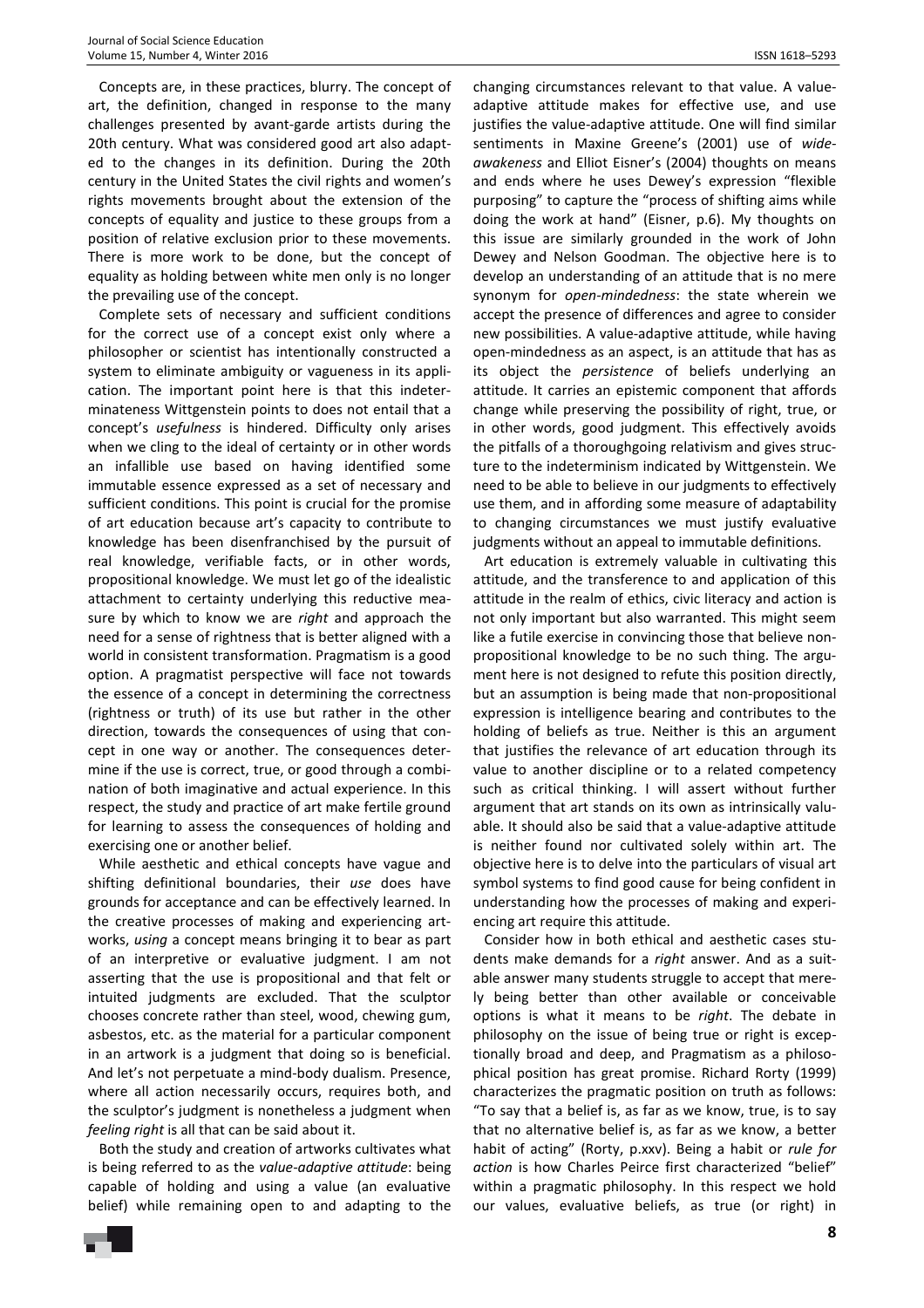Concepts are, in these practices, blurry. The concept of art, the definition, changed in response to the many challenges presented by avant-garde artists during the 20th century. What was considered good art also adapted to the changes in its definition. During the 20th century in the United States the civil rights and women's rights movements brought about the extension of the concepts of equality and justice to these groups from a position of relative exclusion prior to these movements. There is more work to be done, but the concept of equality as holding between white men only is no longer the prevailing use of the concept.

Complete sets of necessary and sufficient conditions for the correct use of a concept exist only where a philosopher or scientist has intentionally constructed a system to eliminate ambiguity or vagueness in its application. The important point here is that this indeterminateness Wittgenstein points to does not entail that a concept's *usefulness* is hindered. Difficulty only arises when we cling to the ideal of certainty or in other words an infallible use based on having identified some immutable essence expressed as a set of necessary and sufficient conditions. This point is crucial for the promise of art education because art's capacity to contribute to knowledge has been disenfranchised by the pursuit of real knowledge, verifiable facts, or in other words, propositional knowledge. We must let go of the idealistic attachment to certainty underlying this reductive measure by which to know we are *right* and approach the need for a sense of rightness that is better aligned with a world in consistent transformation. Pragmatism is a good option. A pragmatist perspective will face not towards the essence of a concept in determining the correctness (rightness or truth) of its use but rather in the other direction, towards the consequences of using that concept in one way or another. The consequences determine if the use is correct, true, or good through a combination of both imaginative and actual experience. In this respect, the study and practice of art make fertile ground for learning to assess the consequences of holding and exercising one or another belief.

While aesthetic and ethical concepts have vague and shifting definitional boundaries, their *use* does have grounds for acceptance and can be effectively learned. In the creative processes of making and experiencing artworks, *using* a concept means bringing it to bear as part of an interpretive or evaluative judgment. I am not asserting that the use is propositional and that felt or intuited judgments are excluded. That the sculptor chooses concrete rather than steel, wood, chewing gum, asbestos, etc. as the material for a particular component in an artwork is a judgment that doing so is beneficial. And let's not perpetuate a mind-body dualism. Presence, where all action necessarily occurs, requires both, and the sculptor's judgment is nonetheless a judgment when *feeling right* is all that can be said about it.

Both the study and creation of artworks cultivates what is being referred to as the *value-adaptive attitude*: being capable of holding and using a value (an evaluative belief) while remaining open to and adapting to the changing circumstances relevant to that value. A value-adaptive attitude makes for effective use, and use justifies the value-adaptive attitude. One will find similar sentiments in Maxine Greene's (2001) use of *wide-awakeness* and Elliot Eisner's (2004) thoughts on means and ends where he uses Dewey's expression "flexible purposing" to capture the "process of shifting aims while doing the work at hand" (Eisner, p.6). My thoughts on this issue are similarly grounded in the work of John Dewey and Nelson Goodman. The objective here is to develop an understanding of an attitude that is no mere synonym for *open-mindedness*: the state wherein we accept the presence of differences and agree to consider new possibilities. A value-adaptive attitude, while having open-mindedness as an aspect, is an attitude that has as its object the *persistence* of beliefs underlying an attitude. It carries an epistemic component that affords change while preserving the possibility of right, true, or in other words, good judgment. This effectively avoids the pitfalls of a thoroughgoing relativism and gives structure to the indeterminism indicated by Wittgenstein. We need to be able to believe in our judgments to effectively use them, and in affording some measure of adaptability to changing circumstances we must justify evaluative judgments without an appeal to immutable definitions.

Art education is extremely valuable in cultivating this attitude, and the transference to and application of this attitude in the realm of ethics, civic literacy and action is not only important but also warranted. This might seem like a futile exercise in convincing those that believe non-propositional knowledge to be no such thing. The argument here is not designed to refute this position directly, but an assumption is being made that non-propositional expression is intelligence bearing and contributes to the holding of beliefs as true. Neither is this an argument that justifies the relevance of art education through its value to another discipline or to a related competency such as critical thinking. I will assert without further argument that art stands on its own as intrinsically valuable. It should also be said that a value-adaptive attitude is neither found nor cultivated solely within art. The objective here is to delve into the particulars of visual art symbol systems to find good cause for being confident in understanding how the processes of making and experiencing art require this attitude.

Consider how in both ethical and aesthetic cases students make demands for a *right* answer. And as a suitable answer many students struggle to accept that merely being better than other available or conceivable options is what it means to be *right*. The debate in philosophy on the issue of being true or right is exceptionally broad and deep, and Pragmatism as a philosophical position has great promise. Richard Rorty (1999) characterizes the pragmatic position on truth as follows: "To say that a belief is, as far as we know, true, is to say that no alternative belief is, as far as we know, a better habit of acting" (Rorty, p.xxv). Being a habit or *rule for action* is how Charles Peirce first characterized "belief" within a pragmatic philosophy. In this respect we hold our values, evaluative beliefs, as true (or right) in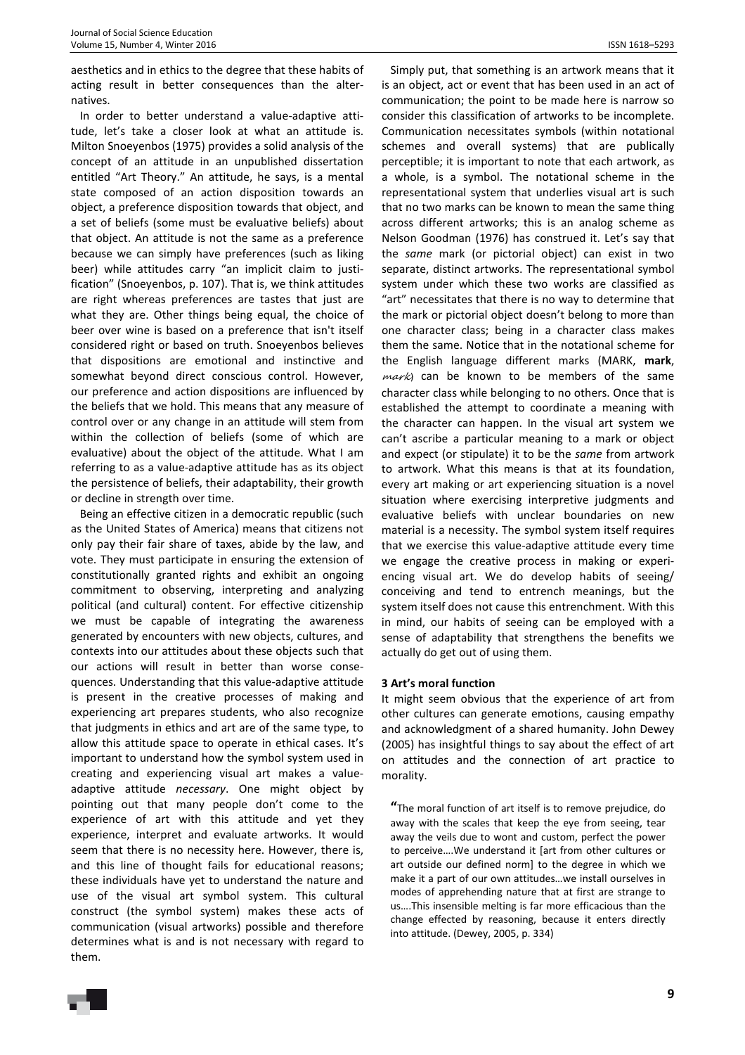aesthetics and in ethics to the degree that these habits of acting result in better consequences than the alternatives.

In order to better understand a value-adaptive attitude, let's take a closer look at what an attitude is. Milton Snoeyenbos (1975) provides a solid analysis of the concept of an attitude in an unpublished dissertation entitled "Art Theory." An attitude, he says, is a mental state composed of an action disposition towards an object, a preference disposition towards that object, and a set of beliefs (some must be evaluative beliefs) about that object. An attitude is not the same as a preference because we can simply have preferences (such as liking beer) while attitudes carry "an implicit claim to justification" (Snoeyenbos, p. 107). That is, we think attitudes are right whereas preferences are tastes that just are what they are. Other things being equal, the choice of beer over wine is based on a preference that isn't itself considered right or based on truth. Snoeyenbos believes that dispositions are emotional and instinctive and somewhat beyond direct conscious control. However, our preference and action dispositions are influenced by the beliefs that we hold. This means that any measure of control over or any change in an attitude will stem from within the collection of beliefs (some of which are evaluative) about the object of the attitude. What I am referring to as a value-adaptive attitude has as its object the persistence of beliefs, their adaptability, their growth or decline in strength over time.

Being an effective citizen in a democratic republic (such as the United States of America) means that citizens not only pay their fair share of taxes, abide by the law, and vote. They must participate in ensuring the extension of constitutionally granted rights and exhibit an ongoing commitment to observing, interpreting and analyzing political (and cultural) content. For effective citizenship we must be capable of integrating the awareness generated by encounters with new objects, cultures, and contexts into our attitudes about these objects such that our actions will result in better than worse consequences. Understanding that this value-adaptive attitude is present in the creative processes of making and experiencing art prepares students, who also recognize that judgments in ethics and art are of the same type, to allow this attitude space to operate in ethical cases. It's important to understand how the symbol system used in creating and experiencing visual art makes a value-adaptive attitude *necessary*. One might object by pointing out that many people don't come to the experience of art with this attitude and yet they experience, interpret and evaluate artworks. It would seem that there is no necessity here. However, there is, and this line of thought fails for educational reasons; these individuals have yet to understand the nature and use of the visual art symbol system. This cultural construct (the symbol system) makes these acts of communication (visual artworks) possible and therefore determines what is and is not necessary with regard to them.

Simply put, that something is an artwork means that it is an object, act or event that has been used in an act of communication; the point to be made here is narrow so consider this classification of artworks to be incomplete. Communication necessitates symbols (within notational schemes and overall systems) that are publically perceptible; it is important to note that each artwork, as a whole, is a symbol. The notational scheme in the representational system that underlies visual art is such that no two marks can be known to mean the same thing across different artworks; this is an analog scheme as Nelson Goodman (1976) has construed it. Let's say that the *same* mark (or pictorial object) can exist in two separate, distinct artworks. The representational symbol system under which these two works are classified as "art" necessitates that there is no way to determine that the mark or pictorial object doesn't belong to more than one character class; being in a character class makes them the same. Notice that in the notational scheme for the English language different marks (MARK, **mark**, *mark*) can be known to be members of the same character class while belonging to no others. Once that is established the attempt to coordinate a meaning with the character can happen. In the visual art system we can't ascribe a particular meaning to a mark or object and expect (or stipulate) it to be the *same* from artwork to artwork. What this means is that at its foundation, every art making or art experiencing situation is a novel situation where exercising interpretive judgments and evaluative beliefs with unclear boundaries on new material is a necessity. The symbol system itself requires that we exercise this value-adaptive attitude every time we engage the creative process in making or experiencing visual art. We do develop habits of seeing/conceiving and tend to entrench meanings, but the system itself does not cause this entrenchment. With this in mind, our habits of seeing can be employed with a sense of adaptability that strengthens the benefits we actually do get out of using them.

## 3 Art's moral function

It might seem obvious that the experience of art from other cultures can generate emotions, causing empathy and acknowledgment of a shared humanity. John Dewey (2005) has insightful things to say about the effect of art on attitudes and the connection of art practice to morality.

> "The moral function of art itself is to remove prejudice, do away with the scales that keep the eye from seeing, tear away the veils due to wont and custom, perfect the power to perceive….We understand it [art from other cultures or art outside our defined norm] to the degree in which we make it a part of our own attitudes…we install ourselves in modes of apprehending nature that at first are strange to us….This insensible melting is far more efficacious than the change effected by reasoning, because it enters directly into attitude. (Dewey, 2005, p. 334)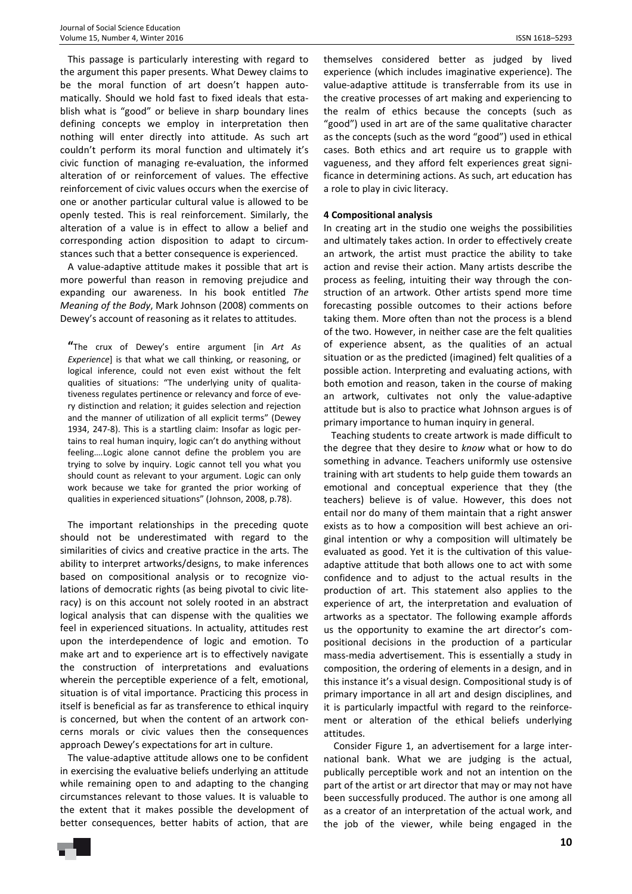This passage is particularly interesting with regard to the argument this paper presents. What Dewey claims to be the moral function of art doesn't happen automatically. Should we hold fast to fixed ideals that establish what is "good" or believe in sharp boundary lines defining concepts we employ in interpretation then nothing will enter directly into attitude. As such art couldn't perform its moral function and ultimately it's civic function of managing re-evaluation, the informed alteration of or reinforcement of values. The effective reinforcement of civic values occurs when the exercise of one or another particular cultural value is allowed to be openly tested. This is real reinforcement. Similarly, the alteration of a value is in effect to allow a belief and corresponding action disposition to adapt to circumstances such that a better consequence is experienced.

A value-adaptive attitude makes it possible that art is more powerful than reason in removing prejudice and expanding our awareness. In his book entitled *The Meaning of the Body*, Mark Johnson (2008) comments on Dewey's account of reasoning as it relates to attitudes.

> "The crux of Dewey's entire argument [in *Art As Experience*] is that what we call thinking, or reasoning, or logical inference, could not even exist without the felt qualities of situations: "The underlying unity of qualitativeness regulates pertinence or relevancy and force of every distinction and relation; it guides selection and rejection and the manner of utilization of all explicit terms" (Dewey 1934, 247-8). This is a startling claim: Insofar as logic pertains to real human inquiry, logic can't do anything without feeling….Logic alone cannot define the problem you are trying to solve by inquiry. Logic cannot tell you what you should count as relevant to your argument. Logic can only work because we take for granted the prior working of qualities in experienced situations" (Johnson, 2008, p.78).

The important relationships in the preceding quote should not be underestimated with regard to the similarities of civics and creative practice in the arts. The ability to interpret artworks/designs, to make inferences based on compositional analysis or to recognize violations of democratic rights (as being pivotal to civic literacy) is on this account not solely rooted in an abstract logical analysis that can dispense with the qualities we feel in experienced situations. In actuality, attitudes rest upon the interdependence of logic and emotion. To make art and to experience art is to effectively navigate the construction of interpretations and evaluations wherein the perceptible experience of a felt, emotional, situation is of vital importance. Practicing this process in itself is beneficial as far as transference to ethical inquiry is concerned, but when the content of an artwork concerns morals or civic values then the consequences approach Dewey's expectations for art in culture.

The value-adaptive attitude allows one to be confident in exercising the evaluative beliefs underlying an attitude while remaining open to and adapting to the changing circumstances relevant to those values. It is valuable to the extent that it makes possible the development of better consequences, better habits of action, that are themselves considered better as judged by lived experience (which includes imaginative experience). The value-adaptive attitude is transferrable from its use in the creative processes of art making and experiencing to the realm of ethics because the concepts (such as "good") used in art are of the same qualitative character as the concepts (such as the word "good") used in ethical cases. Both ethics and art require us to grapple with vagueness, and they afford felt experiences great significance in determining actions. As such, art education has a role to play in civic literacy.

#### 4 Compositional analysis

In creating art in the studio one weighs the possibilities and ultimately takes action. In order to effectively create an artwork, the artist must practice the ability to take action and revise their action. Many artists describe the process as feeling, intuiting their way through the construction of an artwork. Other artists spend more time forecasting possible outcomes to their actions before taking them. More often than not the process is a blend of the two. However, in neither case are the felt qualities of experience absent, as the qualities of an actual situation or as the predicted (imagined) felt qualities of a possible action. Interpreting and evaluating actions, with both emotion and reason, taken in the course of making an artwork, cultivates not only the value-adaptive attitude but is also to practice what Johnson argues is of primary importance to human inquiry in general.

Teaching students to create artwork is made difficult to the degree that they desire to *know* what or how to do something in advance. Teachers uniformly use ostensive training with art students to help guide them towards an emotional and conceptual experience that they (the teachers) believe is of value. However, this does not entail nor do many of them maintain that a right answer exists as to how a composition will best achieve an original intention or why a composition will ultimately be evaluated as good. Yet it is the cultivation of this value-adaptive attitude that both allows one to act with some confidence and to adjust to the actual results in the production of art. This statement also applies to the experience of art, the interpretation and evaluation of artworks as a spectator. The following example affords us the opportunity to examine the art director's compositional decisions in the production of a particular mass-media advertisement. This is essentially a study in composition, the ordering of elements in a design, and in this instance it's a visual design. Compositional study is of primary importance in all art and design disciplines, and it is particularly impactful with regard to the reinforcement or alteration of the ethical beliefs underlying attitudes.

Consider Figure 1, an advertisement for a large international bank. What we are judging is the actual, publically perceptible work and not an intention on the part of the artist or art director that may or may not have been successfully produced. The author is one among all as a creator of an interpretation of the actual work, and the job of the viewer, while being engaged in the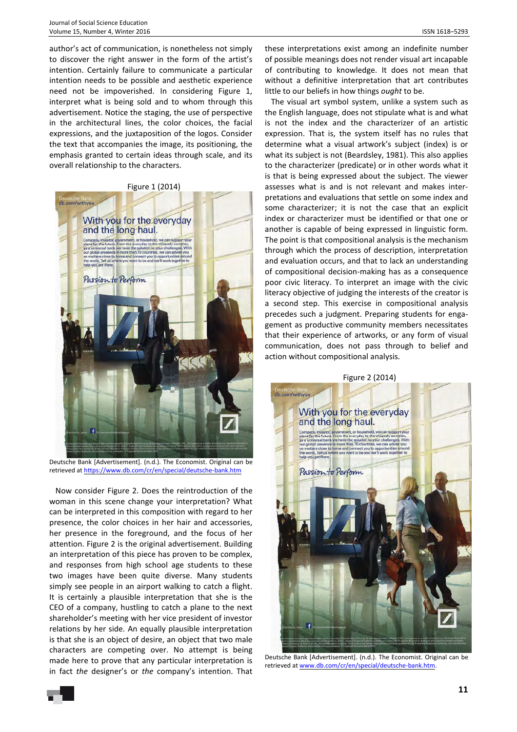author's act of communication, is nonetheless not simply to discover the right answer in the form of the artist's intention. Certainly failure to communicate a particular intention needs to be possible and aesthetic experience need not be impoverished. In considering Figure 1, interpret what is being sold and to whom through this advertisement. Notice the staging, the use of perspective in the architectural lines, the color choices, the facial expressions, and the juxtaposition of the logos. Consider the text that accompanies the image, its positioning, the emphasis granted to certain ideas through scale, and its overall relationship to the characters.

Figure 1 (2014)

Deutsche Bank [Advertisement]. (n.d.). The Economist. Original can be retrieved at https://www.db.com/cr/en/special/deutsche-bank.htm

Now consider Figure 2. Does the reintroduction of the woman in this scene change your interpretation? What can be interpreted in this composition with regard to her presence, the color choices in her hair and accessories, her presence in the foreground, and the focus of her attention. Figure 2 is the original advertisement. Building an interpretation of this piece has proven to be complex, and responses from high school age students to these two images have been quite diverse. Many students simply see people in an airport walking to catch a flight. It is certainly a plausible interpretation that she is the CEO of a company, hustling to catch a plane to the next shareholder's meeting with her vice president of investor relations by her side. An equally plausible interpretation is that she is an object of desire, an object that two male characters are competing over. No attempt is being made here to prove that any particular interpretation is in fact *the* designer's or *the* company's intention. That these interpretations exist among an indefinite number of possible meanings does not render visual art incapable of contributing to knowledge. It does not mean that without a definitive interpretation that art contributes little to our beliefs in how things *ought* to be.

The visual art symbol system, unlike a system such as the English language, does not stipulate what is and what is not the index and the characterizer of an artistic expression. That is, the system itself has no rules that determine what a visual artwork's subject (index) is or what its subject is not (Beardsley, 1981). This also applies to the characterizer (predicate) or in other words what it is that is being expressed about the subject. The viewer assesses what is and is not relevant and makes interpretations and evaluations that settle on some index and some characterizer; it is not the case that an explicit index or characterizer must be identified or that one or another is capable of being expressed in linguistic form. The point is that compositional analysis is the mechanism through which the process of description, interpretation and evaluation occurs, and that to lack an understanding of compositional decision-making has as a consequence poor civic literacy. To interpret an image with the civic literacy objective of judging the interests of the creator is a second step. This exercise in compositional analysis precedes such a judgment. Preparing students for engagement as productive community members necessitates that their experience of artworks, or any form of visual communication, does not pass through to belief and action without compositional analysis.

Figure 2 (2014)

Deutsche Bank [Advertisement]. (n.d.). The Economist. Original can be retrieved at www.db.com/cr/en/special/deutsche-bank.htm.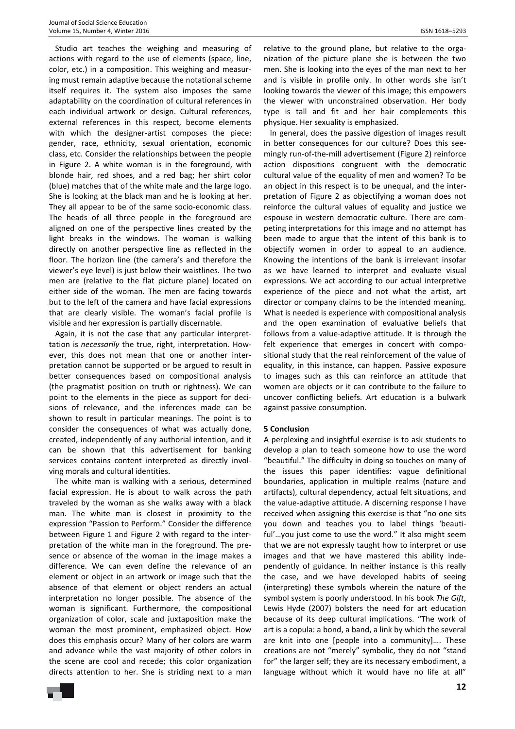Studio art teaches the weighing and measuring of actions with regard to the use of elements (space, line, color, etc.) in a composition. This weighing and measuring must remain adaptive because the notational scheme itself requires it. The system also imposes the same adaptability on the coordination of cultural references in each individual artwork or design. Cultural references, external references in this respect, become elements with which the designer-artist composes the piece: gender, race, ethnicity, sexual orientation, economic class, etc. Consider the relationships between the people in Figure 2. A white woman is in the foreground, with blonde hair, red shoes, and a red bag; her shirt color (blue) matches that of the white male and the large logo. She is looking at the black man and he is looking at her. They all appear to be of the same socio-economic class. The heads of all three people in the foreground are aligned on one of the perspective lines created by the light breaks in the windows. The woman is walking directly on another perspective line as reflected in the floor. The horizon line (the camera's and therefore the viewer's eye level) is just below their waistlines. The two men are (relative to the flat picture plane) located on either side of the woman. The men are facing towards but to the left of the camera and have facial expressions that are clearly visible. The woman's facial profile is visible and her expression is partially discernable.

Again, it is not the case that any particular interpretation is *necessarily* the true, right, interpretation. However, this does not mean that one or another interpretation cannot be supported or be argued to result in better consequences based on compositional analysis (the pragmatist position on truth or rightness). We can point to the elements in the piece as support for decisions of relevance, and the inferences made can be shown to result in particular meanings. The point is to consider the consequences of what was actually done, created, independently of any authorial intention, and it can be shown that this advertisement for banking services contains content interpreted as directly involving morals and cultural identities.

The white man is walking with a serious, determined facial expression. He is about to walk across the path traveled by the woman as she walks away with a black man. The white man is closest in proximity to the expression "Passion to Perform." Consider the difference between Figure 1 and Figure 2 with regard to the interpretation of the white man in the foreground. The presence or absence of the woman in the image makes a difference. We can even define the relevance of an element or object in an artwork or image such that the absence of that element or object renders an actual interpretation no longer possible. The absence of the woman is significant. Furthermore, the compositional organization of color, scale and juxtaposition make the woman the most prominent, emphasized object. How does this emphasis occur? Many of her colors are warm and advance while the vast majority of other colors in the scene are cool and recede; this color organization directs attention to her. She is striding next to a man relative to the ground plane, but relative to the organization of the picture plane she is between the two men. She is looking into the eyes of the man next to her and is visible in profile only. In other words she isn't looking towards the viewer of this image; this empowers the viewer with unconstrained observation. Her body type is tall and fit and her hair complements this physique. Her sexuality is emphasized.

In general, does the passive digestion of images result in better consequences for our culture? Does this seemingly run-of-the-mill advertisement (Figure 2) reinforce action dispositions congruent with the democratic cultural value of the equality of men and women? To be an object in this respect is to be unequal, and the interpretation of Figure 2 as objectifying a woman does not reinforce the cultural values of equality and justice we espouse in western democratic culture. There are competing interpretations for this image and no attempt has been made to argue that the intent of this bank is to objectify women in order to appeal to an audience. Knowing the intentions of the bank is irrelevant insofar as we have learned to interpret and evaluate visual expressions. We act according to our actual interpretive experience of the piece and not what the artist, art director or company claims to be the intended meaning. What is needed is experience with compositional analysis and the open examination of evaluative beliefs that follows from a value-adaptive attitude. It is through the felt experience that emerges in concert with compositional study that the real reinforcement of the value of equality, in this instance, can happen. Passive exposure to images such as this can reinforce an attitude that women are objects or it can contribute to the failure to uncover conflicting beliefs. Art education is a bulwark against passive consumption.

## 5 Conclusion

A perplexing and insightful exercise is to ask students to develop a plan to teach someone how to use the word "beautiful." The difficulty in doing so touches on many of the issues this paper identifies: vague definitional boundaries, application in multiple realms (nature and artifacts), cultural dependency, actual felt situations, and the value-adaptive attitude. A discerning response I have received when assigning this exercise is that "no one sits you down and teaches you to label things 'beautiful'…you just come to use the word." It also might seem that we are not expressly taught how to interpret or use images and that we have mastered this ability independently of guidance. In neither instance is this really the case, and we have developed habits of seeing (interpreting) these symbols wherein the nature of the symbol system is poorly understood. In his book *The Gift*, Lewis Hyde (2007) bolsters the need for art education because of its deep cultural implications. "The work of art is a copula: a bond, a band, a link by which the several are knit into one [people into a community]…. These creations are not "merely" symbolic, they do not "stand for" the larger self; they are its necessary embodiment, a language without which it would have no life at all"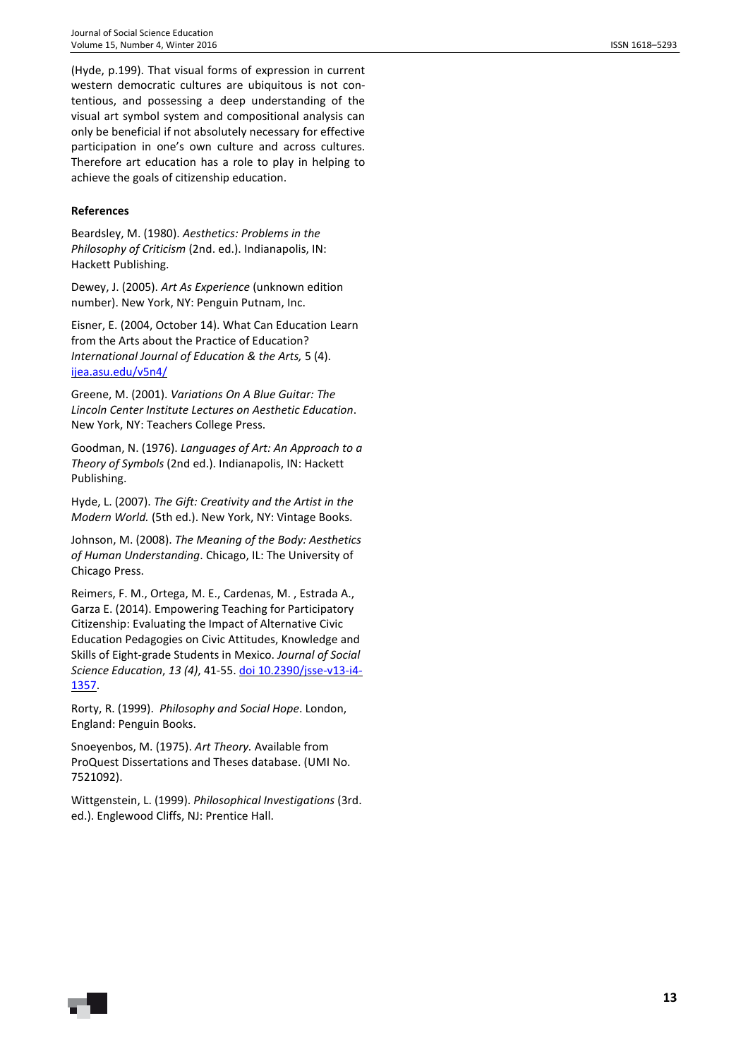(Hyde, p.199). That visual forms of expression in current western democratic cultures are ubiquitous is not contentious, and possessing a deep understanding of the visual art symbol system and compositional analysis can only be beneficial if not absolutely necessary for effective participation in one's own culture and across cultures. Therefore art education has a role to play in helping to achieve the goals of citizenship education.

**References**

Beardsley, M. (1980). *Aesthetics: Problems in the Philosophy of Criticism* (2nd. ed.). Indianapolis, IN: Hackett Publishing.

Dewey, J. (2005). *Art As Experience* (unknown edition number). New York, NY: Penguin Putnam, Inc.

Eisner, E. (2004, October 14). What Can Education Learn from the Arts about the Practice of Education? *International Journal of Education & the Arts,* 5 (4). ijea.asu.edu/v5n4/

Greene, M. (2001). *Variations On A Blue Guitar: The Lincoln Center Institute Lectures on Aesthetic Education*. New York, NY: Teachers College Press.

Goodman, N. (1976). *Languages of Art: An Approach to a Theory of Symbols* (2nd ed.). Indianapolis, IN: Hackett Publishing.

Hyde, L. (2007). *The Gift: Creativity and the Artist in the Modern World.* (5th ed.). New York, NY: Vintage Books.

Johnson, M. (2008). *The Meaning of the Body: Aesthetics of Human Understanding*. Chicago, IL: The University of Chicago Press.

Reimers, F. M., Ortega, M. E., Cardenas, M. , Estrada A., Garza E. (2014). Empowering Teaching for Participatory Citizenship: Evaluating the Impact of Alternative Civic Education Pedagogies on Civic Attitudes, Knowledge and Skills of Eight-grade Students in Mexico. *Journal of Social Science Education*, *13 (4)*, 41-55. doi 10.2390/jsse-v13-i4-1357.

Rorty, R. (1999). *Philosophy and Social Hope*. London, England: Penguin Books.

Snoeyenbos, M. (1975). *Art Theory.* Available from ProQuest Dissertations and Theses database. (UMI No. 7521092).

Wittgenstein, L. (1999). *Philosophical Investigations* (3rd. ed.). Englewood Cliffs, NJ: Prentice Hall.